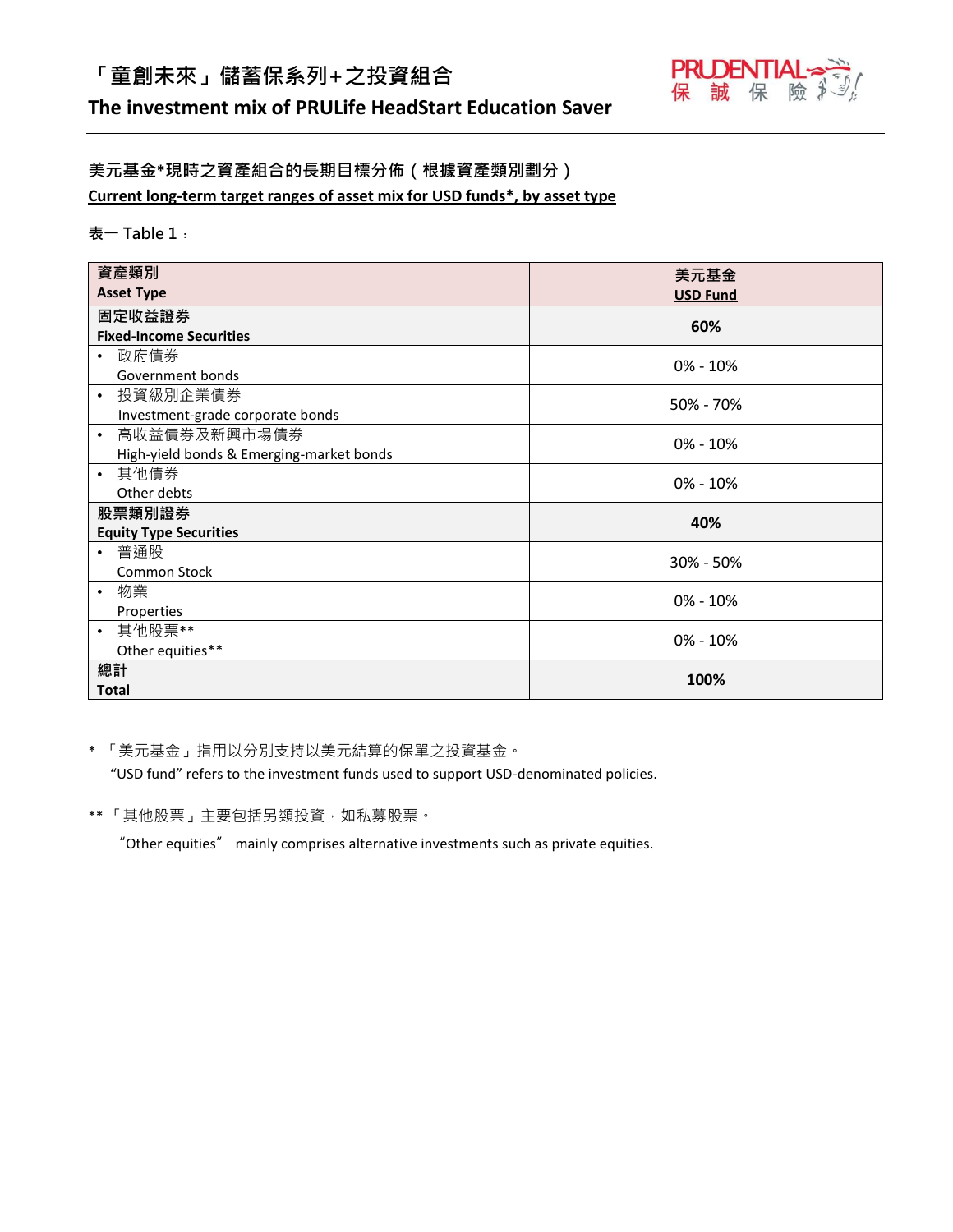# 「童創未來」儲蓄保系列+之投資組合
## The investment mix of PRULife HeadStart Education Saver

### 美元基金*現時之資產組合的長期目標分佈（根據資產類別劃分）
### Current long-term target ranges of asset mix for USD funds*, by asset type

表一 Table 1：

| 資產類別<br>**Asset Type** | 美元基金<br>**USD Fund** |
|---|---|
| **固定收益證券<br>Fixed-Income Securities** | **60%** |
| • 政府債券<br>Government bonds | 0% - 10% |
| • 投資級別企業債券<br>Investment-grade corporate bonds | 50% - 70% |
| • 高收益債券及新興市場債券<br>High-yield bonds & Emerging-market bonds | 0% - 10% |
| • 其他債券<br>Other debts | 0% - 10% |
| **股票類別證券<br>Equity Type Securities** | **40%** |
| • 普通股<br>Common Stock | 30% - 50% |
| • 物業<br>Properties | 0% - 10% |
| • 其他股票**<br>Other equities** | 0% - 10% |
| **總計<br>Total** | **100%** |

* 「美元基金」指用以分別支持以美元結算的保單之投資基金。
"USD fund" refers to the investment funds used to support USD-denominated policies.

** 「其他股票」主要包括另類投資，如私募股票。
"Other equities" mainly comprises alternative investments such as private equities.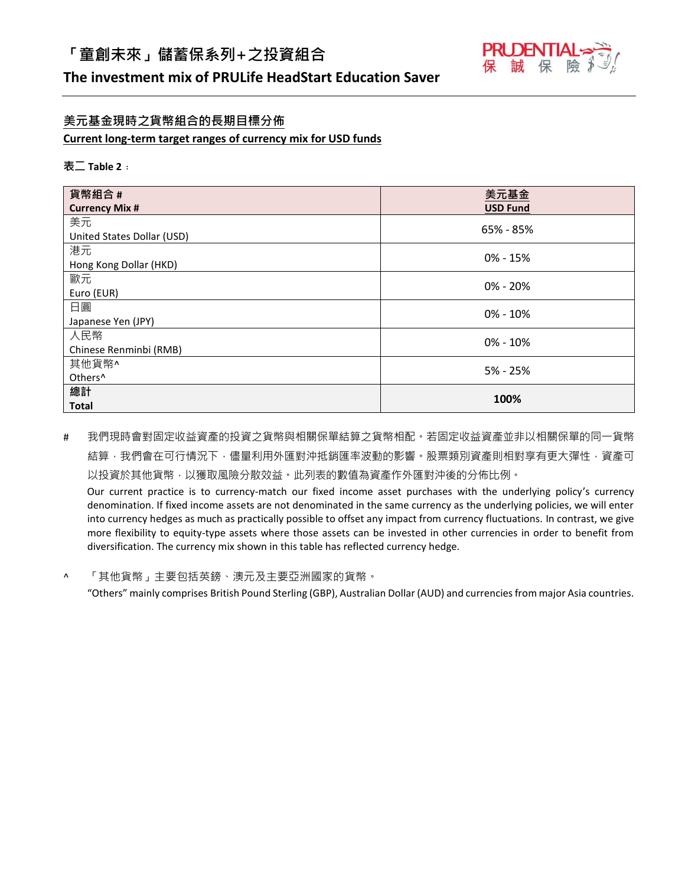## 美元基金現時之貨幣組合的長期目標分佈

## Current long-term target ranges of currency mix for USD funds

**表二 Table 2**：

| 貨幣組合 #<br>Currency Mix # | 美元基金<br>USD Fund |
|---|---|
| 美元<br>United States Dollar (USD) | 65% - 85% |
| 港元<br>Hong Kong Dollar (HKD) | 0% - 15% |
| 歐元<br>Euro (EUR) | 0% - 20% |
| 日圓<br>Japanese Yen (JPY) | 0% - 10% |
| 人民幣<br>Chinese Renminbi (RMB) | 0% - 10% |
| 其他貨幣^<br>Others^ | 5% - 25% |
| **總計<br>Total** | **100%** |

\# 我們現時會對固定收益資產的投資之貨幣與相關保單結算之貨幣相配。若固定收益資產並非以相關保單的同一貨幣結算，我們會在可行情況下，儘量利用外匯對沖抵銷匯率波動的影響。股票類別資產則相對享有更大彈性，資產可以投資於其他貨幣，以獲取風險分散效益。此列表的數值為資產作外匯對沖後的分佈比例。

Our current practice is to currency-match our fixed income asset purchases with the underlying policy's currency denomination. If fixed income assets are not denominated in the same currency as the underlying policies, we will enter into currency hedges as much as practically possible to offset any impact from currency fluctuations. In contrast, we give more flexibility to equity-type assets where those assets can be invested in other currencies in order to benefit from diversification. The currency mix shown in this table has reflected currency hedge.

^ 「其他貨幣」主要包括英鎊、澳元及主要亞洲國家的貨幣。

"Others" mainly comprises British Pound Sterling (GBP), Australian Dollar (AUD) and currencies from major Asia countries.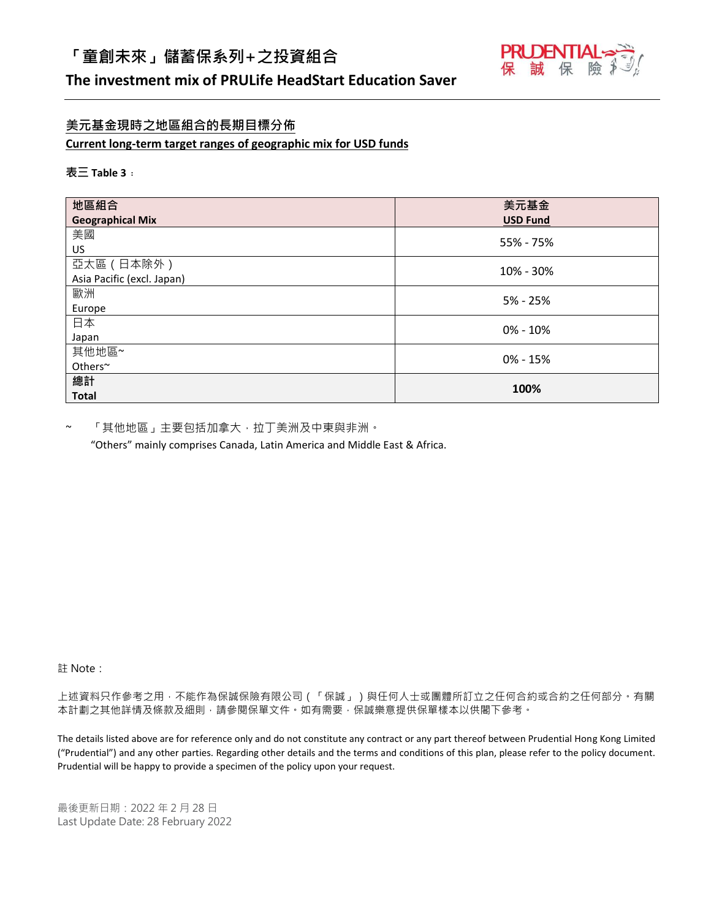## 「童創未來」儲蓄保系列+之投資組合
## The investment mix of PRULife HeadStart Education Saver

### 美元基金現時之地區組合的長期目標分佈
### Current long-term target ranges of geographic mix for USD funds

**表三 Table 3**：

| **地區組合**<br>**Geographical Mix** | **美元基金**<br>**USD Fund** |
|---|---|
| 美國<br>US | 55% - 75% |
| 亞太區（日本除外）<br>Asia Pacific (excl. Japan) | 10% - 30% |
| 歐洲<br>Europe | 5% - 25% |
| 日本<br>Japan | 0% - 10% |
| 其他地區~<br>Others~ | 0% - 15% |
| **總計**<br>**Total** | **100%** |

~ 「其他地區」主要包括加拿大，拉丁美洲及中東與非洲。
"Others" mainly comprises Canada, Latin America and Middle East & Africa.

註 Note：

上述資料只作參考之用，不能作為保誠保險有限公司（「保誠」）與任何人士或團體所訂立之任何合約或合約之任何部分。有關本計劃之其他詳情及條款及細則，請參閱保單文件。如有需要，保誠樂意提供保單樣本以供閣下參考。

The details listed above are for reference only and do not constitute any contract or any part thereof between Prudential Hong Kong Limited ("Prudential") and any other parties. Regarding other details and the terms and conditions of this plan, please refer to the policy document. Prudential will be happy to provide a specimen of the policy upon your request.

最後更新日期：2022 年 2 月 28 日
Last Update Date: 28 February 2022